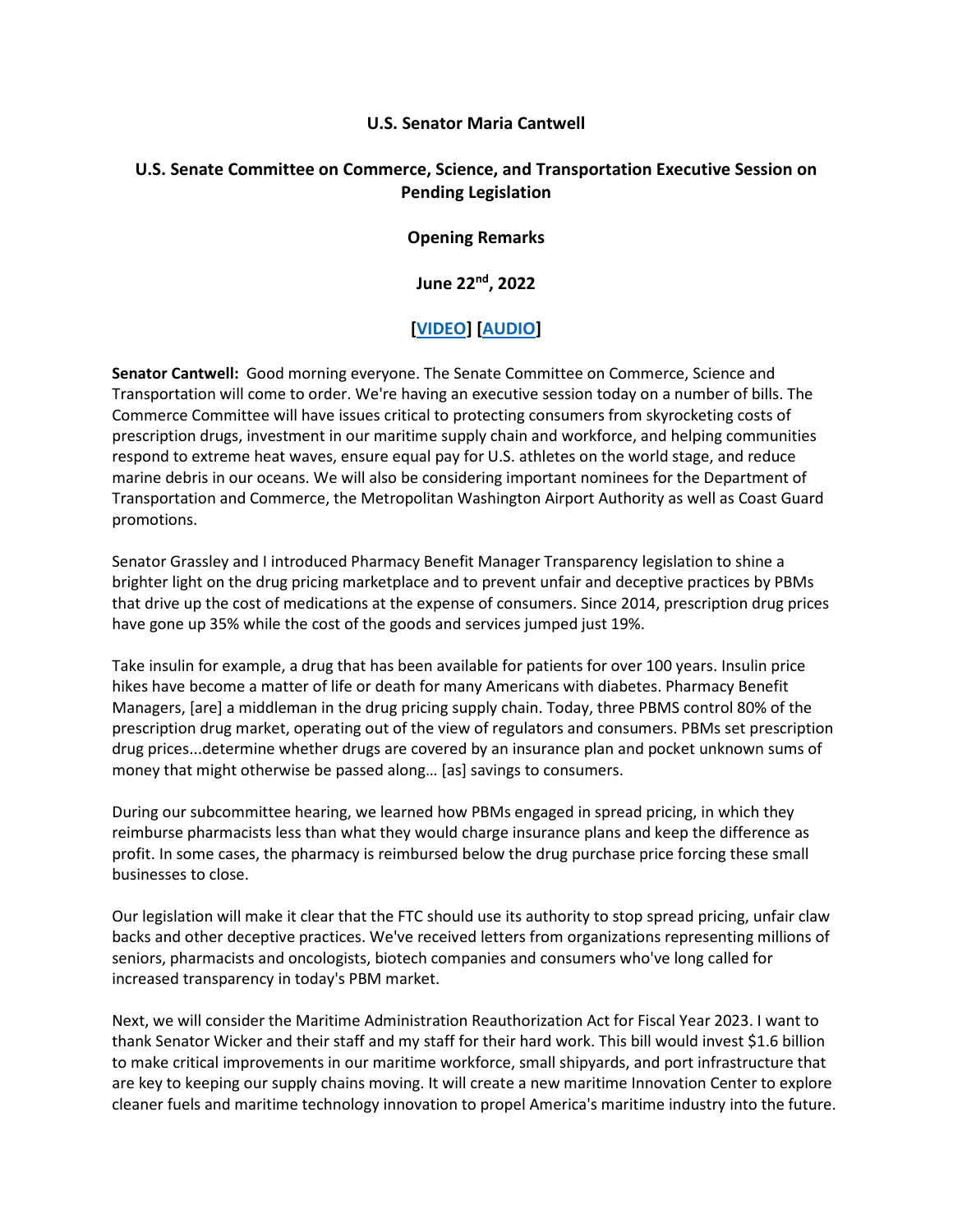**U.S. Senator Maria Cantwell**

**U.S. Senate Committee on Commerce, Science, and Transportation Executive Session on Pending Legislation**

**Opening Remarks**

**June 22nd, 2022**

**[VIDEO] [AUDIO]**

**Senator Cantwell:** Good morning everyone. The Senate Committee on Commerce, Science and Transportation will come to order. We're having an executive session today on a number of bills. The Commerce Committee will have issues critical to protecting consumers from skyrocketing costs of prescription drugs, investment in our maritime supply chain and workforce, and helping communities respond to extreme heat waves, ensure equal pay for U.S. athletes on the world stage, and reduce marine debris in our oceans. We will also be considering important nominees for the Department of Transportation and Commerce, the Metropolitan Washington Airport Authority as well as Coast Guard promotions.

Senator Grassley and I introduced Pharmacy Benefit Manager Transparency legislation to shine a brighter light on the drug pricing marketplace and to prevent unfair and deceptive practices by PBMs that drive up the cost of medications at the expense of consumers. Since 2014, prescription drug prices have gone up 35% while the cost of the goods and services jumped just 19%.

Take insulin for example, a drug that has been available for patients for over 100 years. Insulin price hikes have become a matter of life or death for many Americans with diabetes. Pharmacy Benefit Managers, [are] a middleman in the drug pricing supply chain. Today, three PBMS control 80% of the prescription drug market, operating out of the view of regulators and consumers. PBMs set prescription drug prices...determine whether drugs are covered by an insurance plan and pocket unknown sums of money that might otherwise be passed along… [as] savings to consumers.

During our subcommittee hearing, we learned how PBMs engaged in spread pricing, in which they reimburse pharmacists less than what they would charge insurance plans and keep the difference as profit. In some cases, the pharmacy is reimbursed below the drug purchase price forcing these small businesses to close.

Our legislation will make it clear that the FTC should use its authority to stop spread pricing, unfair claw backs and other deceptive practices. We've received letters from organizations representing millions of seniors, pharmacists and oncologists, biotech companies and consumers who've long called for increased transparency in today's PBM market.

Next, we will consider the Maritime Administration Reauthorization Act for Fiscal Year 2023. I want to thank Senator Wicker and their staff and my staff for their hard work. This bill would invest $1.6 billion to make critical improvements in our maritime workforce, small shipyards, and port infrastructure that are key to keeping our supply chains moving. It will create a new maritime Innovation Center to explore cleaner fuels and maritime technology innovation to propel America's maritime industry into the future.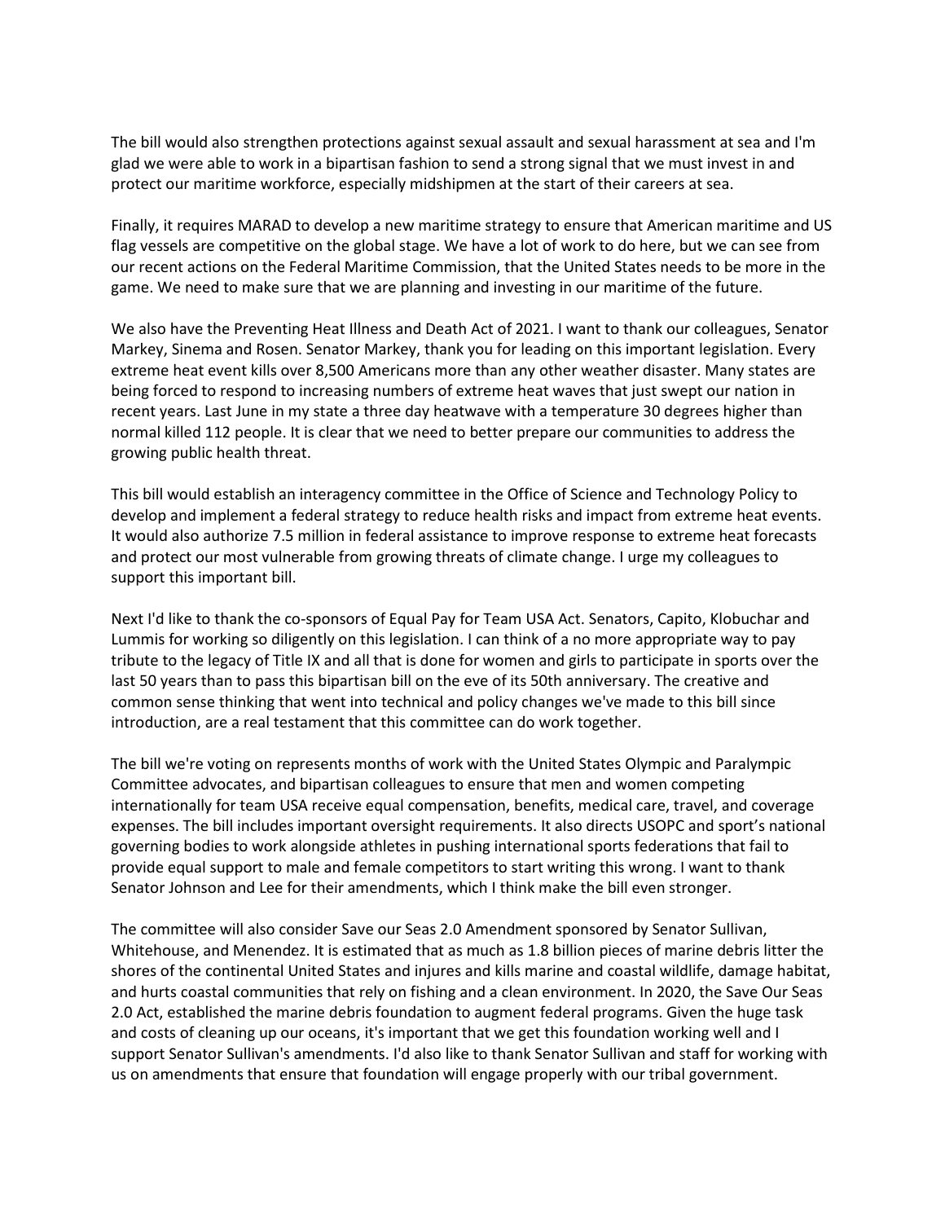The bill would also strengthen protections against sexual assault and sexual harassment at sea and I'm glad we were able to work in a bipartisan fashion to send a strong signal that we must invest in and protect our maritime workforce, especially midshipmen at the start of their careers at sea.

Finally, it requires MARAD to develop a new maritime strategy to ensure that American maritime and US flag vessels are competitive on the global stage. We have a lot of work to do here, but we can see from our recent actions on the Federal Maritime Commission, that the United States needs to be more in the game. We need to make sure that we are planning and investing in our maritime of the future.

We also have the Preventing Heat Illness and Death Act of 2021. I want to thank our colleagues, Senator Markey, Sinema and Rosen. Senator Markey, thank you for leading on this important legislation. Every extreme heat event kills over 8,500 Americans more than any other weather disaster. Many states are being forced to respond to increasing numbers of extreme heat waves that just swept our nation in recent years. Last June in my state a three day heatwave with a temperature 30 degrees higher than normal killed 112 people. It is clear that we need to better prepare our communities to address the growing public health threat.

This bill would establish an interagency committee in the Office of Science and Technology Policy to develop and implement a federal strategy to reduce health risks and impact from extreme heat events. It would also authorize 7.5 million in federal assistance to improve response to extreme heat forecasts and protect our most vulnerable from growing threats of climate change. I urge my colleagues to support this important bill.

Next I'd like to thank the co-sponsors of Equal Pay for Team USA Act. Senators, Capito, Klobuchar and Lummis for working so diligently on this legislation. I can think of a no more appropriate way to pay tribute to the legacy of Title IX and all that is done for women and girls to participate in sports over the last 50 years than to pass this bipartisan bill on the eve of its 50th anniversary. The creative and common sense thinking that went into technical and policy changes we've made to this bill since introduction, are a real testament that this committee can do work together.

The bill we're voting on represents months of work with the United States Olympic and Paralympic Committee advocates, and bipartisan colleagues to ensure that men and women competing internationally for team USA receive equal compensation, benefits, medical care, travel, and coverage expenses. The bill includes important oversight requirements. It also directs USOPC and sport's national governing bodies to work alongside athletes in pushing international sports federations that fail to provide equal support to male and female competitors to start writing this wrong. I want to thank Senator Johnson and Lee for their amendments, which I think make the bill even stronger.

The committee will also consider Save our Seas 2.0 Amendment sponsored by Senator Sullivan, Whitehouse, and Menendez. It is estimated that as much as 1.8 billion pieces of marine debris litter the shores of the continental United States and injures and kills marine and coastal wildlife, damage habitat, and hurts coastal communities that rely on fishing and a clean environment. In 2020, the Save Our Seas 2.0 Act, established the marine debris foundation to augment federal programs. Given the huge task and costs of cleaning up our oceans, it's important that we get this foundation working well and I support Senator Sullivan's amendments. I'd also like to thank Senator Sullivan and staff for working with us on amendments that ensure that foundation will engage properly with our tribal government.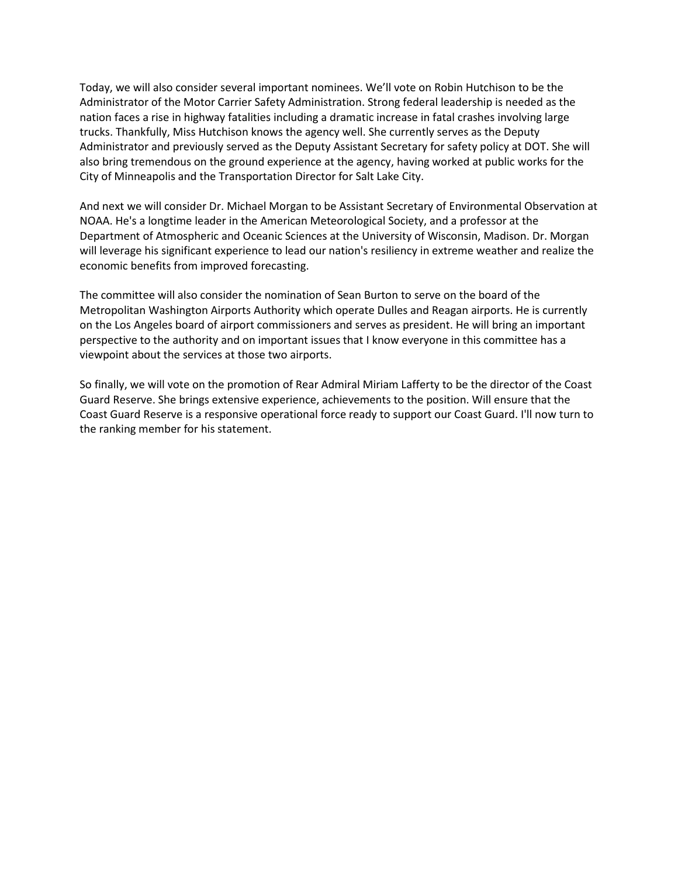Today, we will also consider several important nominees. We'll vote on Robin Hutchison to be the Administrator of the Motor Carrier Safety Administration. Strong federal leadership is needed as the nation faces a rise in highway fatalities including a dramatic increase in fatal crashes involving large trucks. Thankfully, Miss Hutchison knows the agency well. She currently serves as the Deputy Administrator and previously served as the Deputy Assistant Secretary for safety policy at DOT. She will also bring tremendous on the ground experience at the agency, having worked at public works for the City of Minneapolis and the Transportation Director for Salt Lake City.

And next we will consider Dr. Michael Morgan to be Assistant Secretary of Environmental Observation at NOAA. He's a longtime leader in the American Meteorological Society, and a professor at the Department of Atmospheric and Oceanic Sciences at the University of Wisconsin, Madison. Dr. Morgan will leverage his significant experience to lead our nation's resiliency in extreme weather and realize the economic benefits from improved forecasting.

The committee will also consider the nomination of Sean Burton to serve on the board of the Metropolitan Washington Airports Authority which operate Dulles and Reagan airports. He is currently on the Los Angeles board of airport commissioners and serves as president. He will bring an important perspective to the authority and on important issues that I know everyone in this committee has a viewpoint about the services at those two airports.

So finally, we will vote on the promotion of Rear Admiral Miriam Lafferty to be the director of the Coast Guard Reserve. She brings extensive experience, achievements to the position. Will ensure that the Coast Guard Reserve is a responsive operational force ready to support our Coast Guard. I'll now turn to the ranking member for his statement.